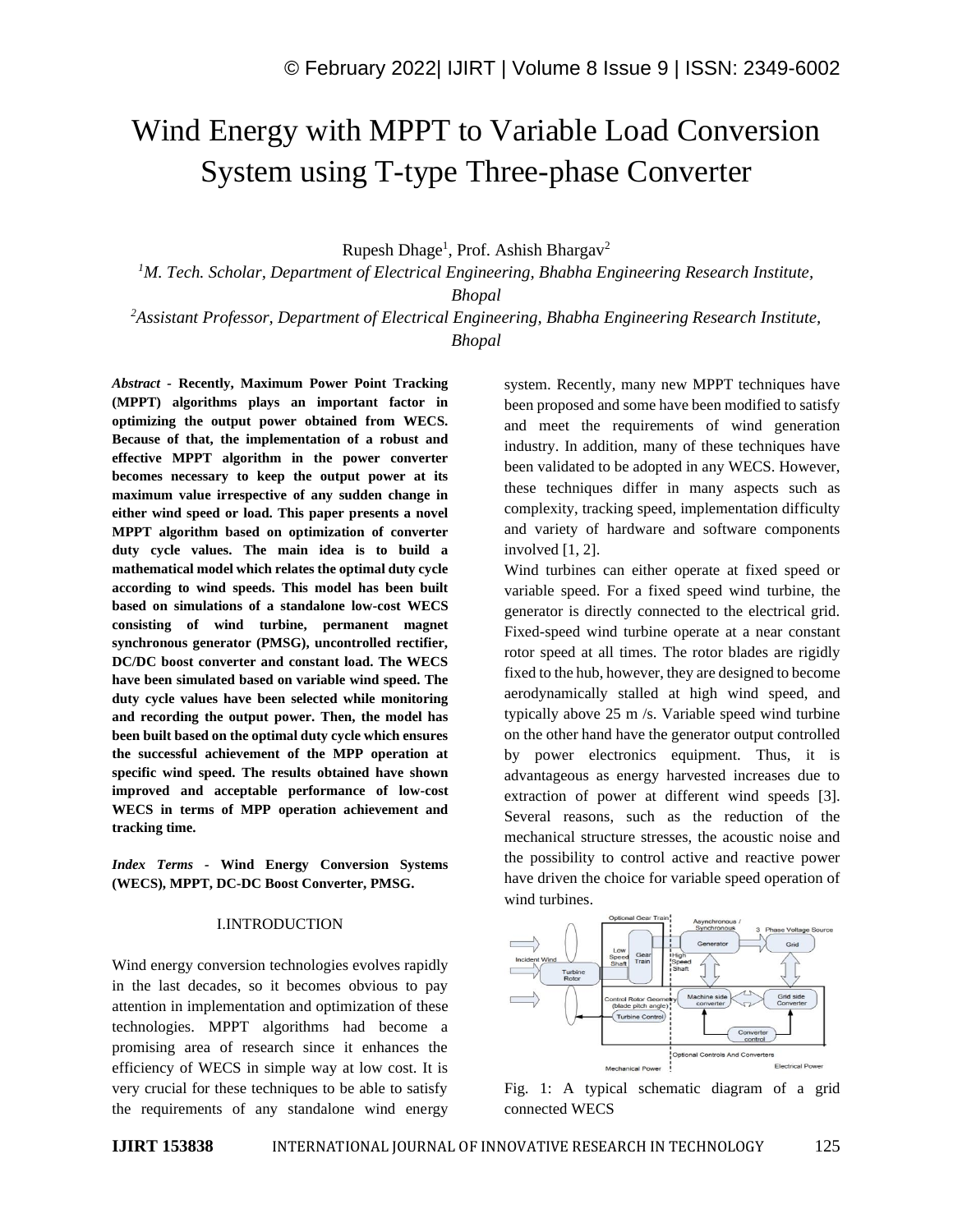# Wind Energy with MPPT to Variable Load Conversion System using T-type Three-phase Converter

Rupesh Dhage[1], Prof. Ashish Bhargav[2]

[1]M. Tech. Scholar, Department of Electrical Engineering, Bhabha Engineering Research Institute, Bhopal

[2]Assistant Professor, Department of Electrical Engineering, Bhabha Engineering Research Institute, Bhopal

***Abstract* - Recently, Maximum Power Point Tracking (MPPT) algorithms plays an important factor in optimizing the output power obtained from WECS. Because of that, the implementation of a robust and effective MPPT algorithm in the power converter becomes necessary to keep the output power at its maximum value irrespective of any sudden change in either wind speed or load. This paper presents a novel MPPT algorithm based on optimization of converter duty cycle values. The main idea is to build a mathematical model which relates the optimal duty cycle according to wind speeds. This model has been built based on simulations of a standalone low-cost WECS consisting of wind turbine, permanent magnet synchronous generator (PMSG), uncontrolled rectifier, DC/DC boost converter and constant load. The WECS have been simulated based on variable wind speed. The duty cycle values have been selected while monitoring and recording the output power. Then, the model has been built based on the optimal duty cycle which ensures the successful achievement of the MPP operation at specific wind speed. The results obtained have shown improved and acceptable performance of low-cost WECS in terms of MPP operation achievement and tracking time.**

***Index Terms* - Wind Energy Conversion Systems (WECS), MPPT, DC-DC Boost Converter, PMSG.**

## I.INTRODUCTION

Wind energy conversion technologies evolves rapidly in the last decades, so it becomes obvious to pay attention in implementation and optimization of these technologies. MPPT algorithms had become a promising area of research since it enhances the efficiency of WECS in simple way at low cost. It is very crucial for these techniques to be able to satisfy the requirements of any standalone wind energy system. Recently, many new MPPT techniques have been proposed and some have been modified to satisfy and meet the requirements of wind generation industry. In addition, many of these techniques have been validated to be adopted in any WECS. However, these techniques differ in many aspects such as complexity, tracking speed, implementation difficulty and variety of hardware and software components involved [1, 2].

Wind turbines can either operate at fixed speed or variable speed. For a fixed speed wind turbine, the generator is directly connected to the electrical grid. Fixed-speed wind turbine operate at a near constant rotor speed at all times. The rotor blades are rigidly fixed to the hub, however, they are designed to become aerodynamically stalled at high wind speed, and typically above 25 m /s. Variable speed wind turbine on the other hand have the generator output controlled by power electronics equipment. Thus, it is advantageous as energy harvested increases due to extraction of power at different wind speeds [3]. Several reasons, such as the reduction of the mechanical structure stresses, the acoustic noise and the possibility to control active and reactive power have driven the choice for variable speed operation of wind turbines.

Optional Gear Train
Asynchronous / Synchronous
3 Phase Voltage Source
Incident Wind
Turbine Rotor
Low Speed Shaft
Gear Train
High Speed Shaft
Generator
Grid
Control Rotor Geometry (blade pitch angle)
Turbine Control
Machine side converter
Grid side Converter
Converter control
Optional Controls And Converters
Mechanical Power
Electrical Power

Fig. 1: A typical schematic diagram of a grid connected WECS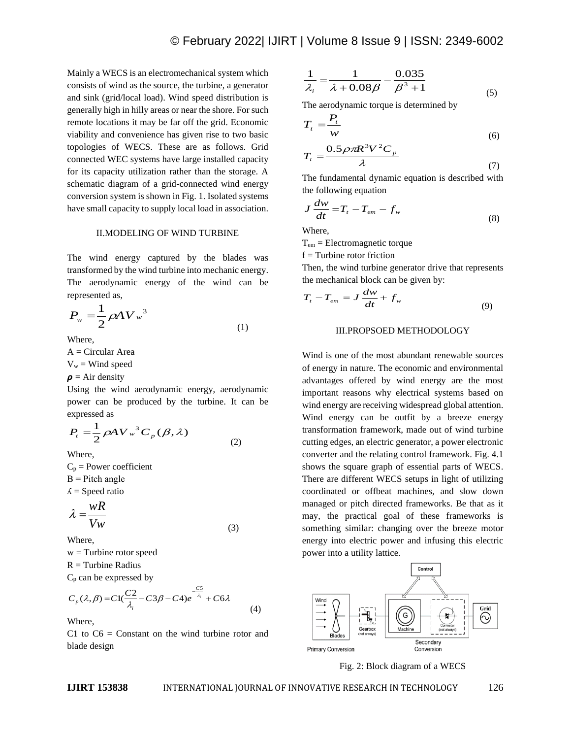Mainly a WECS is an electromechanical system which consists of wind as the source, the turbine, a generator and sink (grid/local load). Wind speed distribution is generally high in hilly areas or near the shore. For such remote locations it may be far off the grid. Economic viability and convenience has given rise to two basic topologies of WECS. These are as follows. Grid connected WEC systems have large installed capacity for its capacity utilization rather than the storage. A schematic diagram of a grid-connected wind energy conversion system is shown in Fig. 1. Isolated systems have small capacity to supply local load in association.

## II.MODELING OF WIND TURBINE

The wind energy captured by the blades was transformed by the wind turbine into mechanic energy. The aerodynamic energy of the wind can be represented as,

$$P_w = \frac{1}{2}\rho A V_w{}^3 \tag{1}$$

Where,

A = Circular Area

$V_w$ = Wind speed

**$\rho$** = Air density

Using the wind aerodynamic energy, aerodynamic power can be produced by the turbine. It can be expressed as

$$P_t = \frac{1}{2}\rho A V_w{}^3 C_p(\beta, \lambda) \tag{2}$$

Where,

$C_p$ = Power coefficient

B = Pitch angle

ʎ = Speed ratio

$$\lambda = \frac{wR}{Vw} \tag{3}$$

Where,

w = Turbine rotor speed

R = Turbine Radius

$C_p$ can be expressed by

$$C_p(\lambda, \beta) = C1\left(\frac{C2}{\lambda_i} - C3\beta - C4\right)e^{-\frac{C5}{\lambda_i}} + C6\lambda \tag{4}$$

Where,

C1 to C6 = Constant on the wind turbine rotor and blade design

$$\frac{1}{\lambda_i} = \frac{1}{\lambda + 0.08\beta} - \frac{0.035}{\beta^3 + 1} \tag{5}$$

The aerodynamic torque is determined by

$$T_t = \frac{P_t}{w} \tag{6}$$

$$T_t = \frac{0.5\rho\pi R^3 V^2 C_p}{\lambda} \tag{7}$$

The fundamental dynamic equation is described with the following equation

$$J\frac{dw}{dt} = T_t - T_{em} - f_w \tag{8}$$

Where,

$T_{em}$ = Electromagnetic torque

f = Turbine rotor friction

Then, the wind turbine generator drive that represents the mechanical block can be given by:

$$T_t - T_{em} = J\frac{dw}{dt} + f_w \tag{9}$$

## III.PROPSOED METHODOLOGY

Wind is one of the most abundant renewable sources of energy in nature. The economic and environmental advantages offered by wind energy are the most important reasons why electrical systems based on wind energy are receiving widespread global attention. Wind energy can be outfit by a breeze energy transformation framework, made out of wind turbine cutting edges, an electric generator, a power electronic converter and the relating control framework. Fig. 4.1 shows the square graph of essential parts of WECS. There are different WECS setups in light of utilizing coordinated or offbeat machines, and slow down managed or pitch directed frameworks. Be that as it may, the practical goal of these frameworks is something similar: changing over the breeze motor energy into electric power and infusing this electric power into a utility lattice.

Fig. 2: Block diagram of a WECS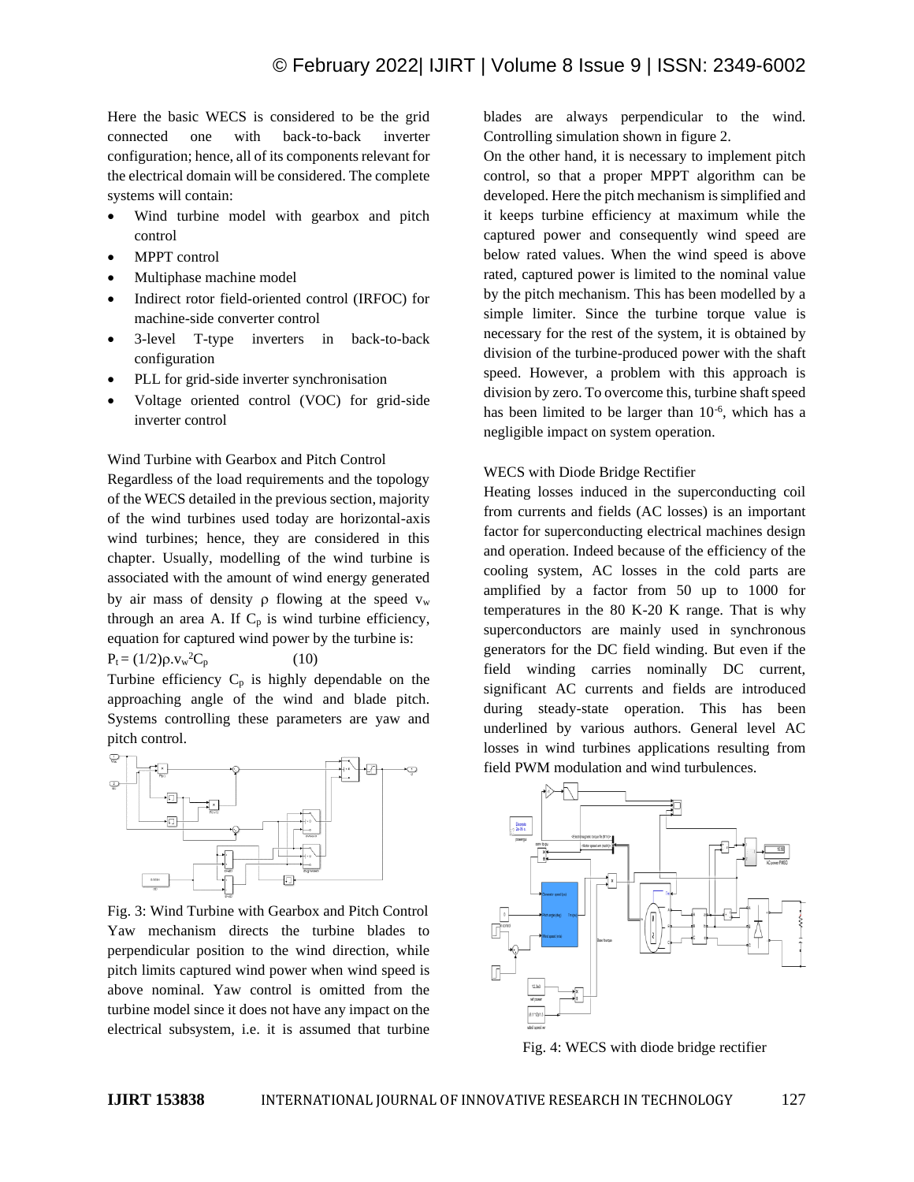Here the basic WECS is considered to be the grid connected one with back-to-back inverter configuration; hence, all of its components relevant for the electrical domain will be considered. The complete systems will contain:

- Wind turbine model with gearbox and pitch control
- MPPT control
- Multiphase machine model
- Indirect rotor field-oriented control (IRFOC) for machine-side converter control
- 3-level T-type inverters in back-to-back configuration
- PLL for grid-side inverter synchronisation
- Voltage oriented control (VOC) for grid-side inverter control

Wind Turbine with Gearbox and Pitch Control

Regardless of the load requirements and the topology of the WECS detailed in the previous section, majority of the wind turbines used today are horizontal-axis wind turbines; hence, they are considered in this chapter. Usually, modelling of the wind turbine is associated with the amount of wind energy generated by air mass of density $\rho$ flowing at the speed $v_w$ through an area A. If $C_p$ is wind turbine efficiency, equation for captured wind power by the turbine is:

$P_t = (1/2)\rho.v_w^2C_p$ (10)

Turbine efficiency $C_p$ is highly dependable on the approaching angle of the wind and blade pitch. Systems controlling these parameters are yaw and pitch control.

Fig. 3: Wind Turbine with Gearbox and Pitch Control

Yaw mechanism directs the turbine blades to perpendicular position to the wind direction, while pitch limits captured wind power when wind speed is above nominal. Yaw control is omitted from the turbine model since it does not have any impact on the electrical subsystem, i.e. it is assumed that turbine blades are always perpendicular to the wind. Controlling simulation shown in figure 2.

On the other hand, it is necessary to implement pitch control, so that a proper MPPT algorithm can be developed. Here the pitch mechanism is simplified and it keeps turbine efficiency at maximum while the captured power and consequently wind speed are below rated values. When the wind speed is above rated, captured power is limited to the nominal value by the pitch mechanism. This has been modelled by a simple limiter. Since the turbine torque value is necessary for the rest of the system, it is obtained by division of the turbine-produced power with the shaft speed. However, a problem with this approach is division by zero. To overcome this, turbine shaft speed has been limited to be larger than $10^{-6}$, which has a negligible impact on system operation.

WECS with Diode Bridge Rectifier

Heating losses induced in the superconducting coil from currents and fields (AC losses) is an important factor for superconducting electrical machines design and operation. Indeed because of the efficiency of the cooling system, AC losses in the cold parts are amplified by a factor from 50 up to 1000 for temperatures in the 80 K-20 K range. That is why superconductors are mainly used in synchronous generators for the DC field winding. But even if the field winding carries nominally DC current, significant AC currents and fields are introduced during steady-state operation. This has been underlined by various authors. General level AC losses in wind turbines applications resulting from field PWM modulation and wind turbulences.

Fig. 4: WECS with diode bridge rectifier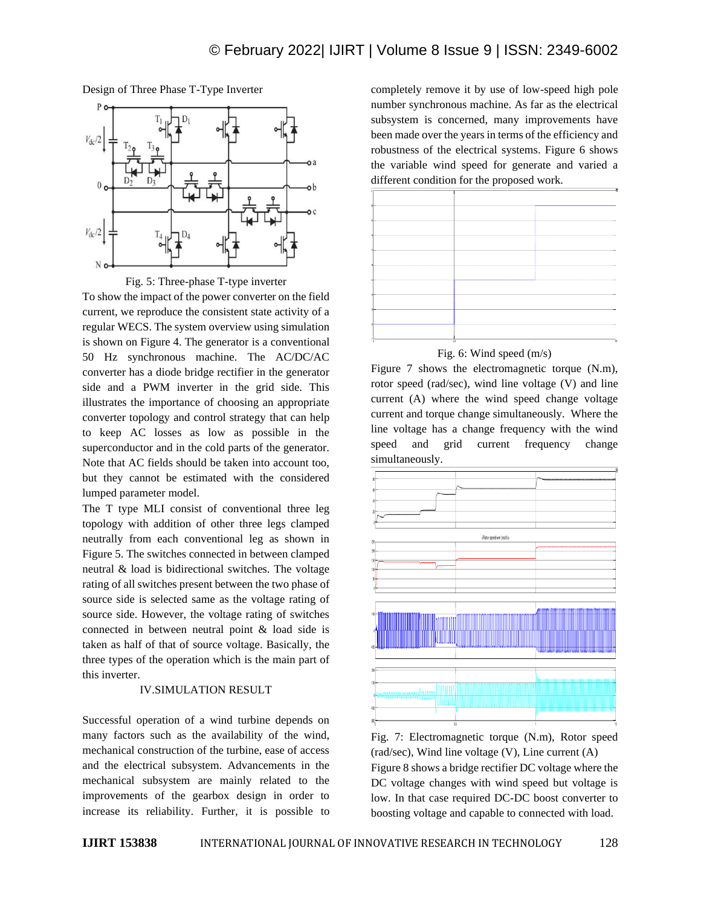Design of Three Phase T-Type Inverter

Fig. 5: Three-phase T-type inverter

To show the impact of the power converter on the field current, we reproduce the consistent state activity of a regular WECS. The system overview using simulation is shown on Figure 4. The generator is a conventional 50 Hz synchronous machine. The AC/DC/AC converter has a diode bridge rectifier in the generator side and a PWM inverter in the grid side. This illustrates the importance of choosing an appropriate converter topology and control strategy that can help to keep AC losses as low as possible in the superconductor and in the cold parts of the generator. Note that AC fields should be taken into account too, but they cannot be estimated with the considered lumped parameter model.

The T type MLI consist of conventional three leg topology with addition of other three legs clamped neutrally from each conventional leg as shown in Figure 5. The switches connected in between clamped neutral & load is bidirectional switches. The voltage rating of all switches present between the two phase of source side is selected same as the voltage rating of source side. However, the voltage rating of switches connected in between neutral point & load side is taken as half of that of source voltage. Basically, the three types of the operation which is the main part of this inverter.

## IV.SIMULATION RESULT

Successful operation of a wind turbine depends on many factors such as the availability of the wind, mechanical construction of the turbine, ease of access and the electrical subsystem. Advancements in the mechanical subsystem are mainly related to the improvements of the gearbox design in order to increase its reliability. Further, it is possible to completely remove it by use of low-speed high pole number synchronous machine. As far as the electrical subsystem is concerned, many improvements have been made over the years in terms of the efficiency and robustness of the electrical systems. Figure 6 shows the variable wind speed for generate and varied a different condition for the proposed work.

Fig. 6: Wind speed (m/s)

Figure 7 shows the electromagnetic torque (N.m), rotor speed (rad/sec), wind line voltage (V) and line current (A) where the wind speed change voltage current and torque change simultaneously. Where the line voltage has a change frequency with the wind speed and grid current frequency change simultaneously.

Fig. 7: Electromagnetic torque (N.m), Rotor speed (rad/sec), Wind line voltage (V), Line current (A)

Figure 8 shows a bridge rectifier DC voltage where the DC voltage changes with wind speed but voltage is low. In that case required DC-DC boost converter to boosting voltage and capable to connected with load.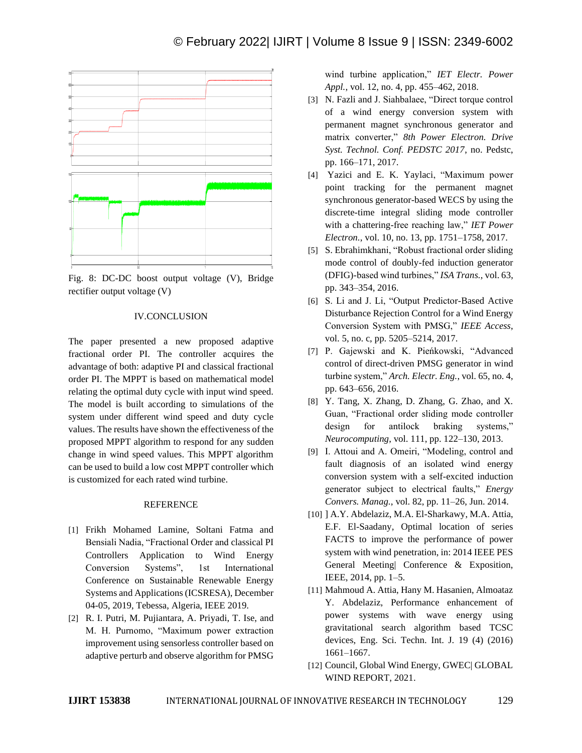Fig. 8: DC-DC boost output voltage (V), Bridge rectifier output voltage (V)

## IV.CONCLUSION

The paper presented a new proposed adaptive fractional order PI. The controller acquires the advantage of both: adaptive PI and classical fractional order PI. The MPPT is based on mathematical model relating the optimal duty cycle with input wind speed. The model is built according to simulations of the system under different wind speed and duty cycle values. The results have shown the effectiveness of the proposed MPPT algorithm to respond for any sudden change in wind speed values. This MPPT algorithm can be used to build a low cost MPPT controller which is customized for each rated wind turbine.

## REFERENCE

[1] Frikh Mohamed Lamine, Soltani Fatma and Bensiali Nadia, "Fractional Order and classical PI Controllers Application to Wind Energy Conversion Systems", 1st International Conference on Sustainable Renewable Energy Systems and Applications (ICSRESA), December 04-05, 2019, Tebessa, Algeria, IEEE 2019.

[2] R. I. Putri, M. Pujiantara, A. Priyadi, T. Ise, and M. H. Purnomo, "Maximum power extraction improvement using sensorless controller based on adaptive perturb and observe algorithm for PMSG wind turbine application," *IET Electr. Power Appl.*, vol. 12, no. 4, pp. 455–462, 2018.

[3] N. Fazli and J. Siahbalaee, "Direct torque control of a wind energy conversion system with permanent magnet synchronous generator and matrix converter," *8th Power Electron. Drive Syst. Technol. Conf. PEDSTC 2017*, no. Pedstc, pp. 166–171, 2017.

[4] Yazici and E. K. Yaylaci, "Maximum power point tracking for the permanent magnet synchronous generator-based WECS by using the discrete-time integral sliding mode controller with a chattering-free reaching law," *IET Power Electron.*, vol. 10, no. 13, pp. 1751–1758, 2017.

[5] S. Ebrahimkhani, "Robust fractional order sliding mode control of doubly-fed induction generator (DFIG)-based wind turbines," *ISA Trans.*, vol. 63, pp. 343–354, 2016.

[6] S. Li and J. Li, "Output Predictor-Based Active Disturbance Rejection Control for a Wind Energy Conversion System with PMSG," *IEEE Access*, vol. 5, no. c, pp. 5205–5214, 2017.

[7] P. Gajewski and K. Pieńkowski, "Advanced control of direct-driven PMSG generator in wind turbine system," *Arch. Electr. Eng.*, vol. 65, no. 4, pp. 643–656, 2016.

[8] Y. Tang, X. Zhang, D. Zhang, G. Zhao, and X. Guan, "Fractional order sliding mode controller design for antilock braking systems," *Neurocomputing*, vol. 111, pp. 122–130, 2013.

[9] I. Attoui and A. Omeiri, "Modeling, control and fault diagnosis of an isolated wind energy conversion system with a self-excited induction generator subject to electrical faults," *Energy Convers. Manag.*, vol. 82, pp. 11–26, Jun. 2014.

[10] ] A.Y. Abdelaziz, M.A. El-Sharkawy, M.A. Attia, E.F. El-Saadany, Optimal location of series FACTS to improve the performance of power system with wind penetration, in: 2014 IEEE PES General Meeting| Conference & Exposition, IEEE, 2014, pp. 1–5.

[11] Mahmoud A. Attia, Hany M. Hasanien, Almoataz Y. Abdelaziz, Performance enhancement of power systems with wave energy using gravitational search algorithm based TCSC devices, Eng. Sci. Techn. Int. J. 19 (4) (2016) 1661–1667.

[12] Council, Global Wind Energy, GWEC| GLOBAL WIND REPORT, 2021.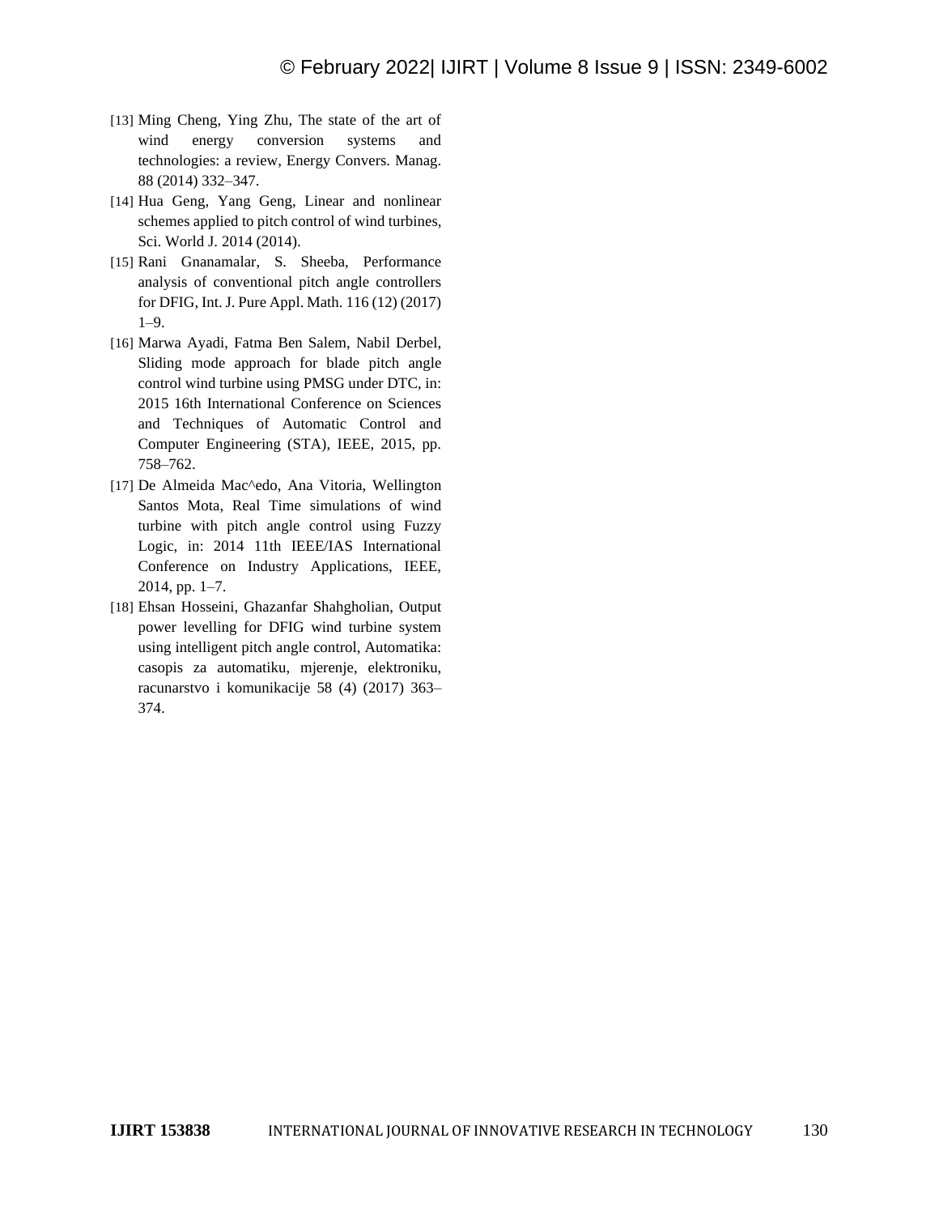[13] Ming Cheng, Ying Zhu, The state of the art of wind energy conversion systems and technologies: a review, Energy Convers. Manag. 88 (2014) 332–347.

[14] Hua Geng, Yang Geng, Linear and nonlinear schemes applied to pitch control of wind turbines, Sci. World J. 2014 (2014).

[15] Rani Gnanamalar, S. Sheeba, Performance analysis of conventional pitch angle controllers for DFIG, Int. J. Pure Appl. Math. 116 (12) (2017) 1–9.

[16] Marwa Ayadi, Fatma Ben Salem, Nabil Derbel, Sliding mode approach for blade pitch angle control wind turbine using PMSG under DTC, in: 2015 16th International Conference on Sciences and Techniques of Automatic Control and Computer Engineering (STA), IEEE, 2015, pp. 758–762.

[17] De Almeida Mac^edo, Ana Vitoria, Wellington Santos Mota, Real Time simulations of wind turbine with pitch angle control using Fuzzy Logic, in: 2014 11th IEEE/IAS International Conference on Industry Applications, IEEE, 2014, pp. 1–7.

[18] Ehsan Hosseini, Ghazanfar Shahgholian, Output power levelling for DFIG wind turbine system using intelligent pitch angle control, Automatika: casopis za automatiku, mjerenje, elektroniku, racunarstvo i komunikacije 58 (4) (2017) 363–374.